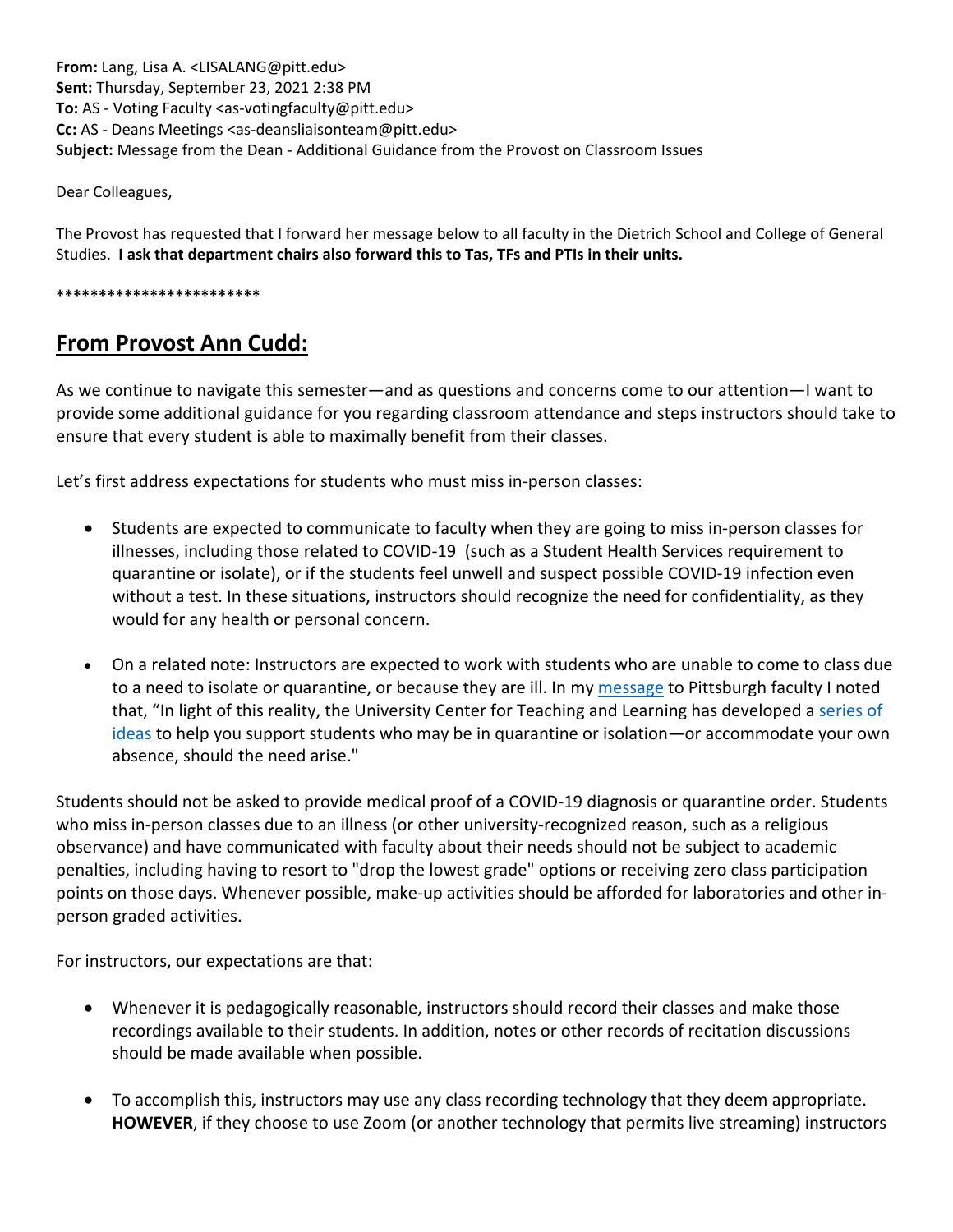**From:** Lang, Lisa A. <LISALANG@pitt.edu>
**Sent:** Thursday, September 23, 2021 2:38 PM
**To:** AS - Voting Faculty <as-votingfaculty@pitt.edu>
**Cc:** AS - Deans Meetings <as-deansliaisonteam@pitt.edu>
**Subject:** Message from the Dean - Additional Guidance from the Provost on Classroom Issues

Dear Colleagues,

The Provost has requested that I forward her message below to all faculty in the Dietrich School and College of General Studies. **I ask that department chairs also forward this to Tas, TFs and PTIs in their units.**

************************

## From Provost Ann Cudd:

As we continue to navigate this semester—and as questions and concerns come to our attention—I want to provide some additional guidance for you regarding classroom attendance and steps instructors should take to ensure that every student is able to maximally benefit from their classes.

Let's first address expectations for students who must miss in-person classes:

- Students are expected to communicate to faculty when they are going to miss in-person classes for illnesses, including those related to COVID-19 (such as a Student Health Services requirement to quarantine or isolate), or if the students feel unwell and suspect possible COVID-19 infection even without a test. In these situations, instructors should recognize the need for confidentiality, as they would for any health or personal concern.

- On a related note: Instructors are expected to work with students who are unable to come to class due to a need to isolate or quarantine, or because they are ill. In my message to Pittsburgh faculty I noted that, "In light of this reality, the University Center for Teaching and Learning has developed a series of ideas to help you support students who may be in quarantine or isolation—or accommodate your own absence, should the need arise."

Students should not be asked to provide medical proof of a COVID-19 diagnosis or quarantine order. Students who miss in-person classes due to an illness (or other university-recognized reason, such as a religious observance) and have communicated with faculty about their needs should not be subject to academic penalties, including having to resort to "drop the lowest grade" options or receiving zero class participation points on those days. Whenever possible, make-up activities should be afforded for laboratories and other in-person graded activities.

For instructors, our expectations are that:

- Whenever it is pedagogically reasonable, instructors should record their classes and make those recordings available to their students. In addition, notes or other records of recitation discussions should be made available when possible.

- To accomplish this, instructors may use any class recording technology that they deem appropriate. **HOWEVER**, if they choose to use Zoom (or another technology that permits live streaming) instructors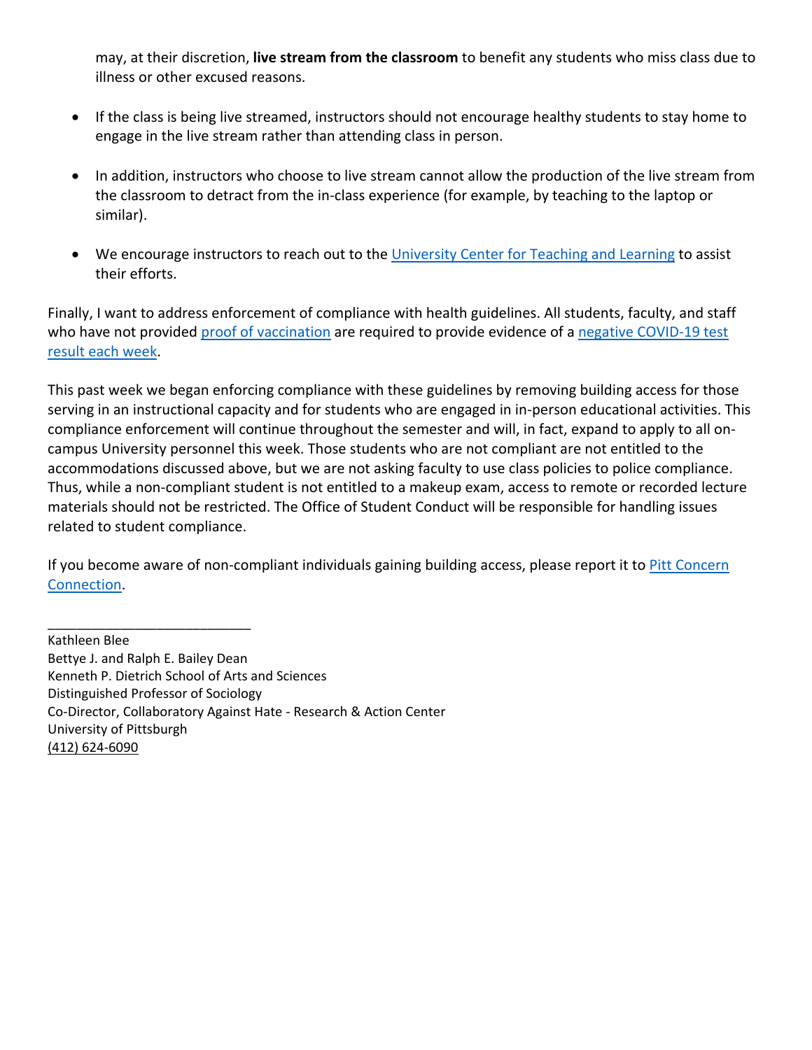may, at their discretion, **live stream from the classroom** to benefit any students who miss class due to illness or other excused reasons.

- If the class is being live streamed, instructors should not encourage healthy students to stay home to engage in the live stream rather than attending class in person.

- In addition, instructors who choose to live stream cannot allow the production of the live stream from the classroom to detract from the in-class experience (for example, by teaching to the laptop or similar).

- We encourage instructors to reach out to the University Center for Teaching and Learning to assist their efforts.

Finally, I want to address enforcement of compliance with health guidelines. All students, faculty, and staff who have not provided proof of vaccination are required to provide evidence of a negative COVID-19 test result each week.

This past week we began enforcing compliance with these guidelines by removing building access for those serving in an instructional capacity and for students who are engaged in in-person educational activities. This compliance enforcement will continue throughout the semester and will, in fact, expand to apply to all on-campus University personnel this week. Those students who are not compliant are not entitled to the accommodations discussed above, but we are not asking faculty to use class policies to police compliance. Thus, while a non-compliant student is not entitled to a makeup exam, access to remote or recorded lecture materials should not be restricted. The Office of Student Conduct will be responsible for handling issues related to student compliance.

If you become aware of non-compliant individuals gaining building access, please report it to Pitt Concern Connection.

___________________________

Kathleen Blee
Bettye J. and Ralph E. Bailey Dean
Kenneth P. Dietrich School of Arts and Sciences
Distinguished Professor of Sociology
Co-Director, Collaboratory Against Hate - Research & Action Center
University of Pittsburgh
(412) 624-6090